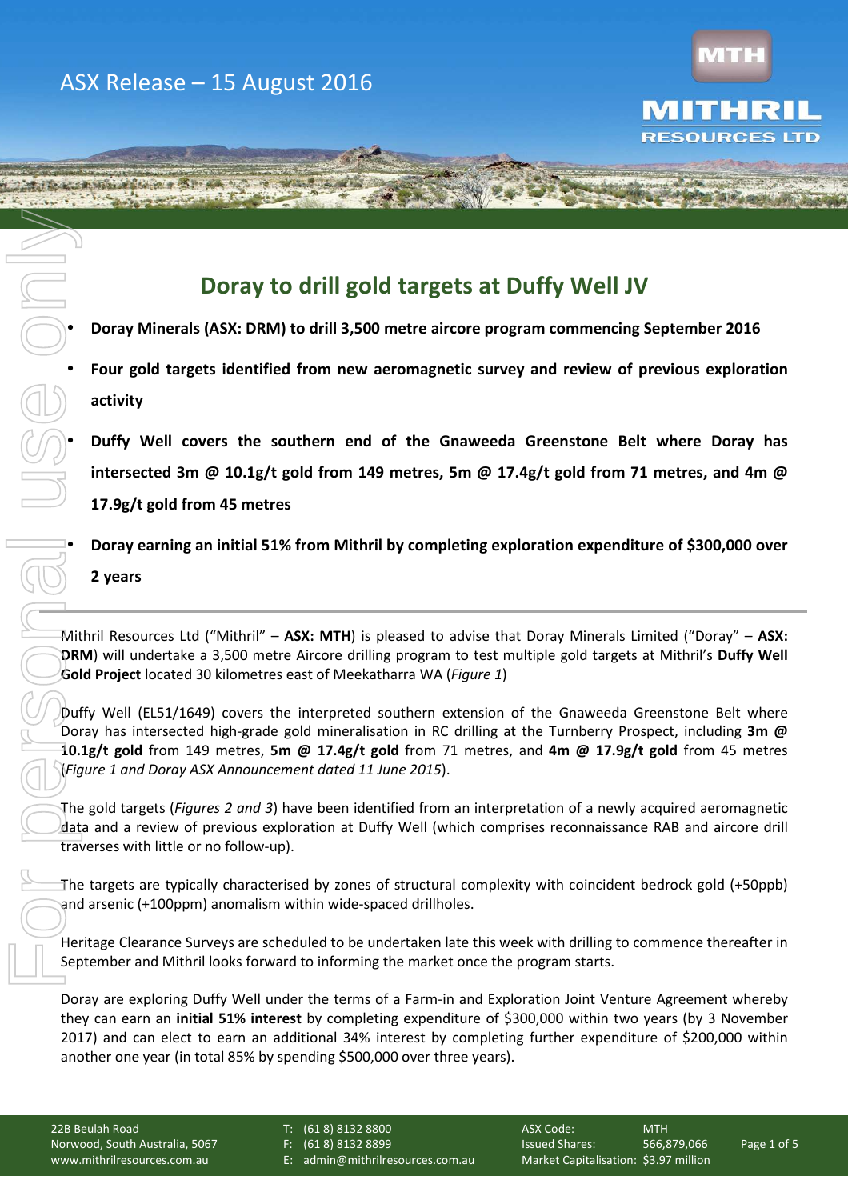ASX Release – 15 August 2016

# Doray to drill gold targets at Duffy Well JV

- **Doray Minerals (ASX: DRM) to drill 3,500 metre aircore program commencing September 2016**
- **Four gold targets identified from new aeromagnetic survey and review of previous exploration activity**
- **Duffy Well covers the southern end of the Gnaweeda Greenstone Belt where Doray has intersected 3m @ 10.1g/t gold from 149 metres, 5m @ 17.4g/t gold from 71 metres, and 4m @ 17.9g/t gold from 45 metres**
- **Doray earning an initial 51% from Mithril by completing exploration expenditure of $300,000 over 2 years**

Mithril Resources Ltd ("Mithril" – **ASX: MTH**) is pleased to advise that Doray Minerals Limited ("Doray" – **ASX: DRM**) will undertake a 3,500 metre Aircore drilling program to test multiple gold targets at Mithril's **Duffy Well Gold Project** located 30 kilometres east of Meekatharra WA (*Figure 1*)

Duffy Well (EL51/1649) covers the interpreted southern extension of the Gnaweeda Greenstone Belt where Doray has intersected high-grade gold mineralisation in RC drilling at the Turnberry Prospect, including **3m @ 10.1g/t gold** from 149 metres, **5m @ 17.4g/t gold** from 71 metres, and **4m @ 17.9g/t gold** from 45 metres (*Figure 1 and Doray ASX Announcement dated 11 June 2015*).

The gold targets (*Figures 2 and 3*) have been identified from an interpretation of a newly acquired aeromagnetic data and a review of previous exploration at Duffy Well (which comprises reconnaissance RAB and aircore drill traverses with little or no follow-up).

The targets are typically characterised by zones of structural complexity with coincident bedrock gold (+50ppb) and arsenic (+100ppm) anomalism within wide-spaced drillholes.

Heritage Clearance Surveys are scheduled to be undertaken late this week with drilling to commence thereafter in September and Mithril looks forward to informing the market once the program starts.

Doray are exploring Duffy Well under the terms of a Farm-in and Exploration Joint Venture Agreement whereby they can earn an **initial 51% interest** by completing expenditure of $300,000 within two years (by 3 November 2017) and can elect to earn an additional 34% interest by completing further expenditure of $200,000 within another one year (in total 85% by spending $500,000 over three years).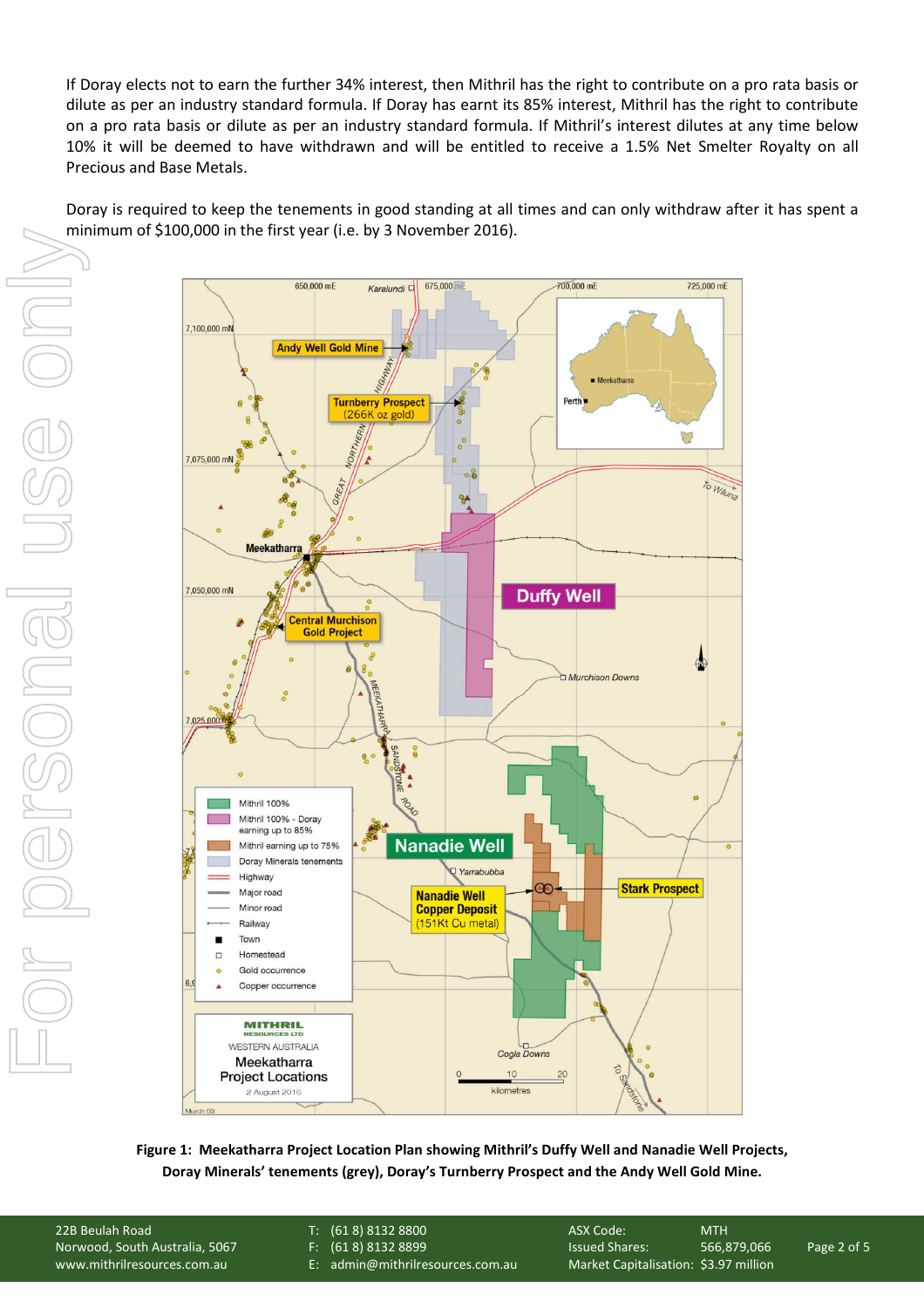If Doray elects not to earn the further 34% interest, then Mithril has the right to contribute on a pro rata basis or dilute as per an industry standard formula. If Doray has earnt its 85% interest, Mithril has the right to contribute on a pro rata basis or dilute as per an industry standard formula. If Mithril's interest dilutes at any time below 10% it will be deemed to have withdrawn and will be entitled to receive a 1.5% Net Smelter Royalty on all Precious and Base Metals.

Doray is required to keep the tenements in good standing at all times and can only withdraw after it has spent a minimum of $100,000 in the first year (i.e. by 3 November 2016).

**Figure 1: Meekatharra Project Location Plan showing Mithril's Duffy Well and Nanadie Well Projects, Doray Minerals' tenements (grey), Doray's Turnberry Prospect and the Andy Well Gold Mine.**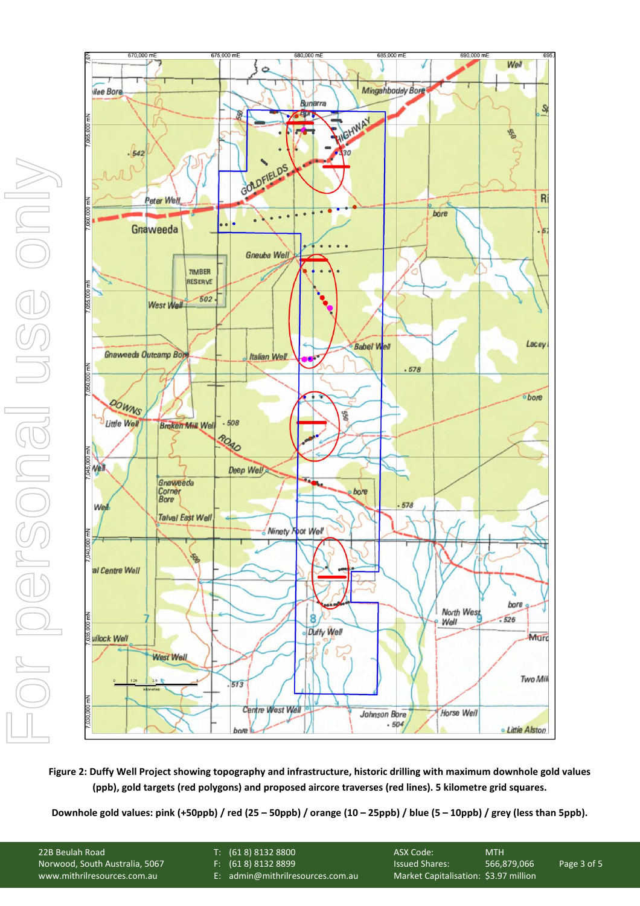**Figure 2: Duffy Well Project showing topography and infrastructure, historic drilling with maximum downhole gold values (ppb), gold targets (red polygons) and proposed aircore traverses (red lines). 5 kilometre grid squares.**

**Downhole gold values: pink (+50ppb) / red (25 – 50ppb) / orange (10 – 25ppb) / blue (5 – 10ppb) / grey (less than 5ppb).**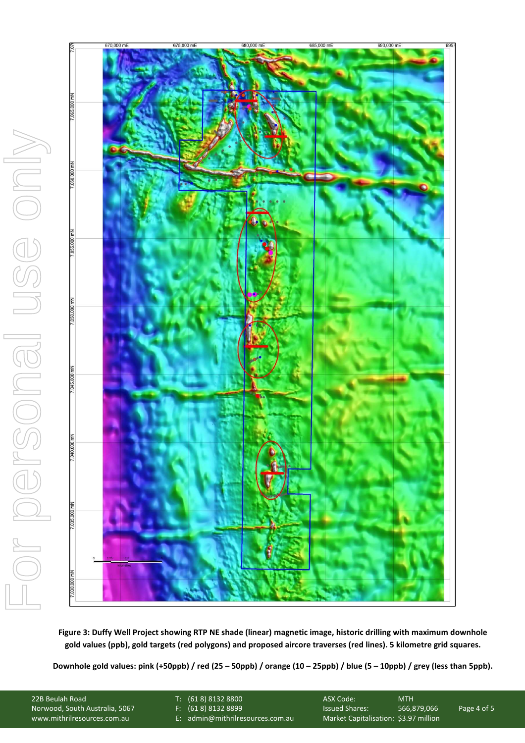**Figure 3: Duffy Well Project showing RTP NE shade (linear) magnetic image, historic drilling with maximum downhole gold values (ppb), gold targets (red polygons) and proposed aircore traverses (red lines). 5 kilometre grid squares.**

**Downhole gold values: pink (+50ppb) / red (25 – 50ppb) / orange (10 – 25ppb) / blue (5 – 10ppb) / grey (less than 5ppb).**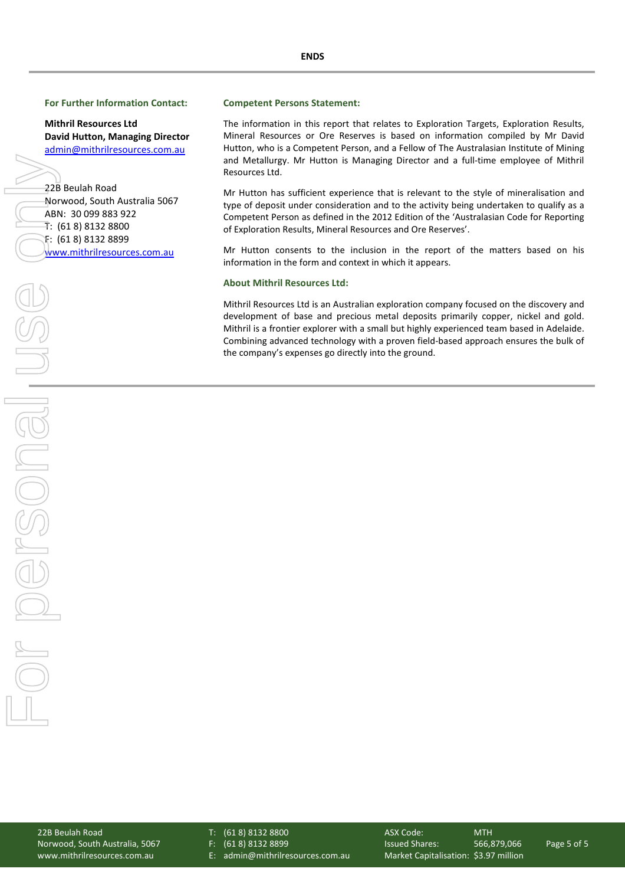**ENDS**

### For Further Information Contact:

**Mithril Resources Ltd**
**David Hutton, Managing Director**
admin@mithrilresources.com.au

22B Beulah Road
Norwood, South Australia 5067
ABN: 30 099 883 922
T: (61 8) 8132 8800
F: (61 8) 8132 8899
www.mithrilresources.com.au

### Competent Persons Statement:

The information in this report that relates to Exploration Targets, Exploration Results, Mineral Resources or Ore Reserves is based on information compiled by Mr David Hutton, who is a Competent Person, and a Fellow of The Australasian Institute of Mining and Metallurgy. Mr Hutton is Managing Director and a full-time employee of Mithril Resources Ltd.

Mr Hutton has sufficient experience that is relevant to the style of mineralisation and type of deposit under consideration and to the activity being undertaken to qualify as a Competent Person as defined in the 2012 Edition of the 'Australasian Code for Reporting of Exploration Results, Mineral Resources and Ore Reserves'.

Mr Hutton consents to the inclusion in the report of the matters based on his information in the form and context in which it appears.

### About Mithril Resources Ltd:

Mithril Resources Ltd is an Australian exploration company focused on the discovery and development of base and precious metal deposits primarily copper, nickel and gold. Mithril is a frontier explorer with a small but highly experienced team based in Adelaide. Combining advanced technology with a proven field-based approach ensures the bulk of the company's expenses go directly into the ground.

22B Beulah Road
Norwood, South Australia, 5067
www.mithrilresources.com.au

T: (61 8) 8132 8800
F: (61 8) 8132 8899
E: admin@mithrilresources.com.au

ASX Code: MTH
Issued Shares: 566,879,066
Market Capitalisation: $3.97 million